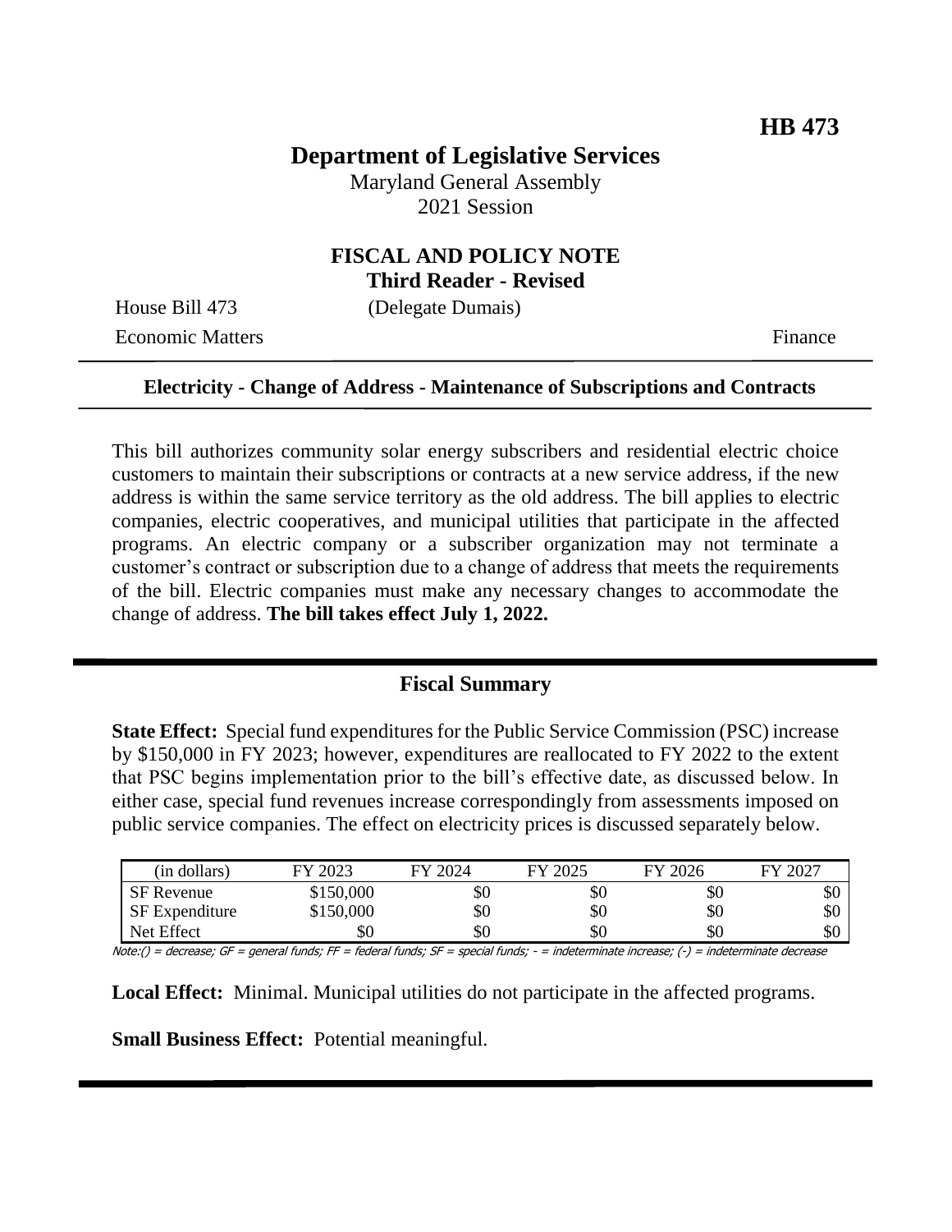**HB 473**

# Department of Legislative Services

Maryland General Assembly
2021 Session

## FISCAL AND POLICY NOTE
**Third Reader - Revised**

House Bill 473 (Delegate Dumais)
Economic Matters Finance

**Electricity - Change of Address - Maintenance of Subscriptions and Contracts**

This bill authorizes community solar energy subscribers and residential electric choice customers to maintain their subscriptions or contracts at a new service address, if the new address is within the same service territory as the old address. The bill applies to electric companies, electric cooperatives, and municipal utilities that participate in the affected programs. An electric company or a subscriber organization may not terminate a customer's contract or subscription due to a change of address that meets the requirements of the bill. Electric companies must make any necessary changes to accommodate the change of address. **The bill takes effect July 1, 2022.**

## Fiscal Summary

**State Effect:** Special fund expenditures for the Public Service Commission (PSC) increase by $150,000 in FY 2023; however, expenditures are reallocated to FY 2022 to the extent that PSC begins implementation prior to the bill's effective date, as discussed below. In either case, special fund revenues increase correspondingly from assessments imposed on public service companies. The effect on electricity prices is discussed separately below.

| (in dollars) | FY 2023 | FY 2024 | FY 2025 | FY 2026 | FY 2027 |
|---|---|---|---|---|---|
| SF Revenue | $150,000 | $0 | $0 | $0 | $0 |
| SF Expenditure | $150,000 | $0 | $0 | $0 | $0 |
| Net Effect | $0 | $0 | $0 | $0 | $0 |

Note:() = decrease; GF = general funds; FF = federal funds; SF = special funds; - = indeterminate increase; (-) = indeterminate decrease

**Local Effect:** Minimal. Municipal utilities do not participate in the affected programs.

**Small Business Effect:** Potential meaningful.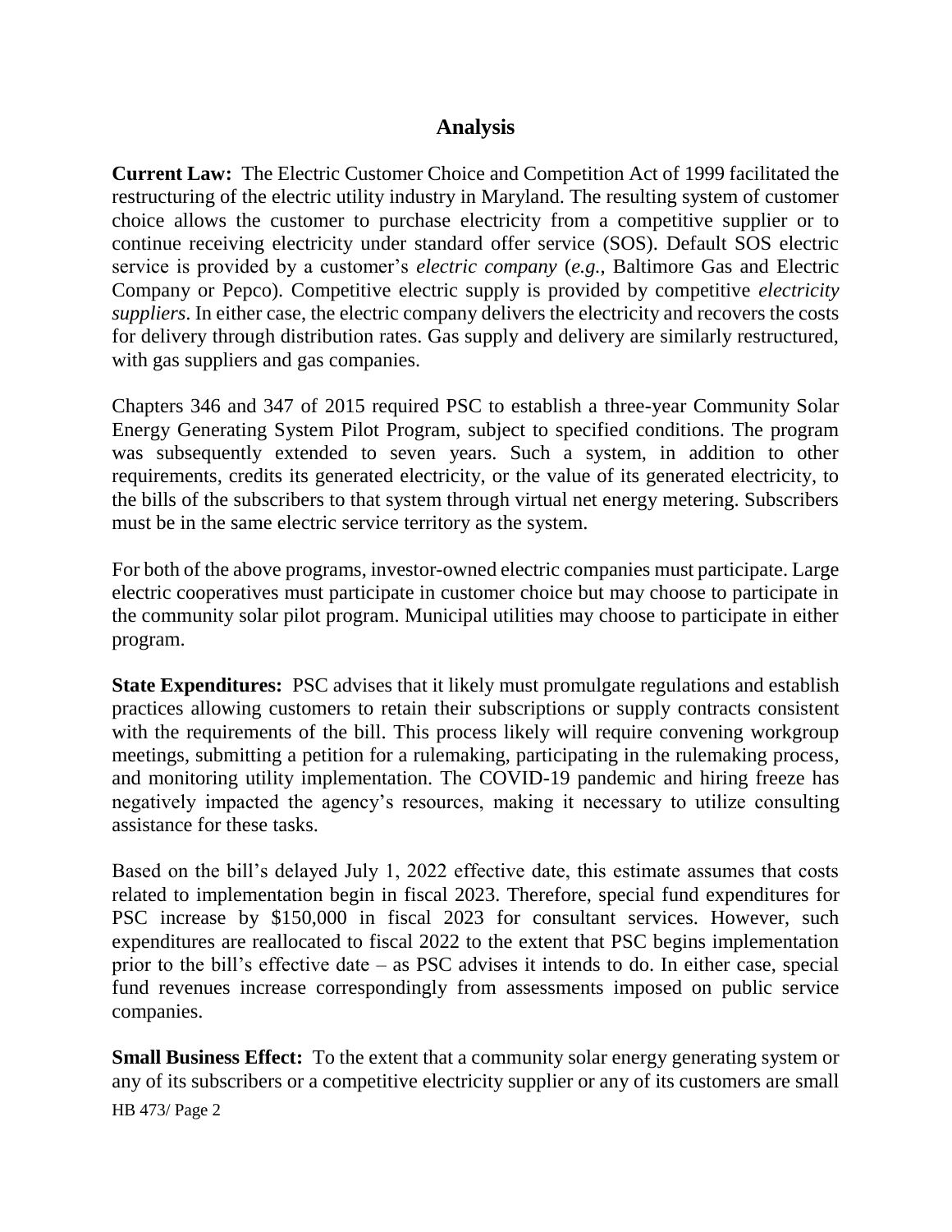## Analysis

**Current Law:** The Electric Customer Choice and Competition Act of 1999 facilitated the restructuring of the electric utility industry in Maryland. The resulting system of customer choice allows the customer to purchase electricity from a competitive supplier or to continue receiving electricity under standard offer service (SOS). Default SOS electric service is provided by a customer's *electric company* (*e.g.*, Baltimore Gas and Electric Company or Pepco). Competitive electric supply is provided by competitive *electricity suppliers*. In either case, the electric company delivers the electricity and recovers the costs for delivery through distribution rates. Gas supply and delivery are similarly restructured, with gas suppliers and gas companies.

Chapters 346 and 347 of 2015 required PSC to establish a three-year Community Solar Energy Generating System Pilot Program, subject to specified conditions. The program was subsequently extended to seven years. Such a system, in addition to other requirements, credits its generated electricity, or the value of its generated electricity, to the bills of the subscribers to that system through virtual net energy metering. Subscribers must be in the same electric service territory as the system.

For both of the above programs, investor-owned electric companies must participate. Large electric cooperatives must participate in customer choice but may choose to participate in the community solar pilot program. Municipal utilities may choose to participate in either program.

**State Expenditures:** PSC advises that it likely must promulgate regulations and establish practices allowing customers to retain their subscriptions or supply contracts consistent with the requirements of the bill. This process likely will require convening workgroup meetings, submitting a petition for a rulemaking, participating in the rulemaking process, and monitoring utility implementation. The COVID-19 pandemic and hiring freeze has negatively impacted the agency's resources, making it necessary to utilize consulting assistance for these tasks.

Based on the bill's delayed July 1, 2022 effective date, this estimate assumes that costs related to implementation begin in fiscal 2023. Therefore, special fund expenditures for PSC increase by $150,000 in fiscal 2023 for consultant services. However, such expenditures are reallocated to fiscal 2022 to the extent that PSC begins implementation prior to the bill's effective date – as PSC advises it intends to do. In either case, special fund revenues increase correspondingly from assessments imposed on public service companies.

**Small Business Effect:** To the extent that a community solar energy generating system or any of its subscribers or a competitive electricity supplier or any of its customers are small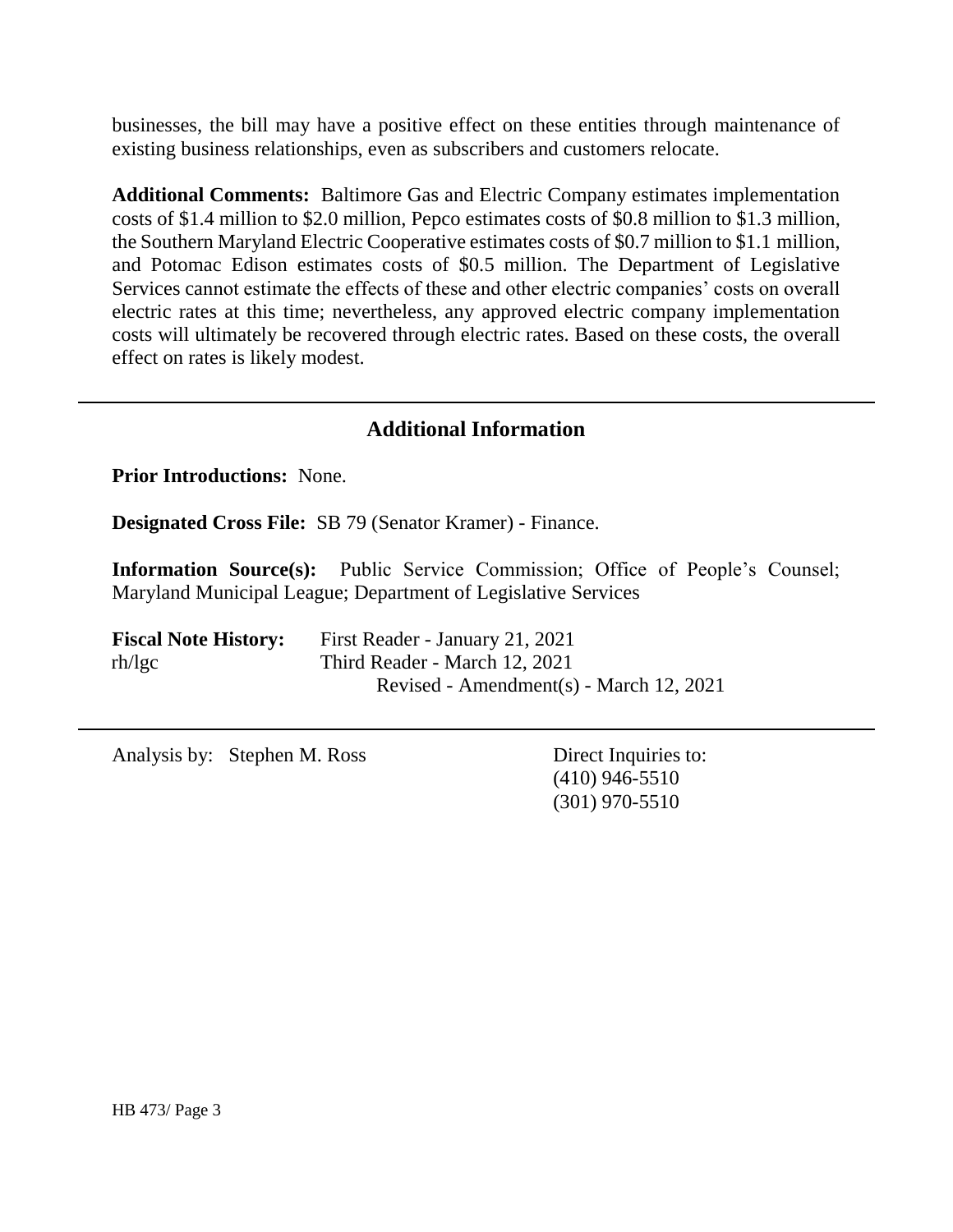businesses, the bill may have a positive effect on these entities through maintenance of existing business relationships, even as subscribers and customers relocate.

**Additional Comments:** Baltimore Gas and Electric Company estimates implementation costs of $1.4 million to $2.0 million, Pepco estimates costs of $0.8 million to $1.3 million, the Southern Maryland Electric Cooperative estimates costs of $0.7 million to $1.1 million, and Potomac Edison estimates costs of $0.5 million. The Department of Legislative Services cannot estimate the effects of these and other electric companies' costs on overall electric rates at this time; nevertheless, any approved electric company implementation costs will ultimately be recovered through electric rates. Based on these costs, the overall effect on rates is likely modest.

---

## Additional Information

**Prior Introductions:** None.

**Designated Cross File:** SB 79 (Senator Kramer) - Finance.

**Information Source(s):** Public Service Commission; Office of People's Counsel; Maryland Municipal League; Department of Legislative Services

**Fiscal Note History:** First Reader - January 21, 2021
rh/lgc Third Reader - March 12, 2021
Revised - Amendment(s) - March 12, 2021

---

Analysis by: Stephen M. Ross

Direct Inquiries to:
(410) 946-5510
(301) 970-5510